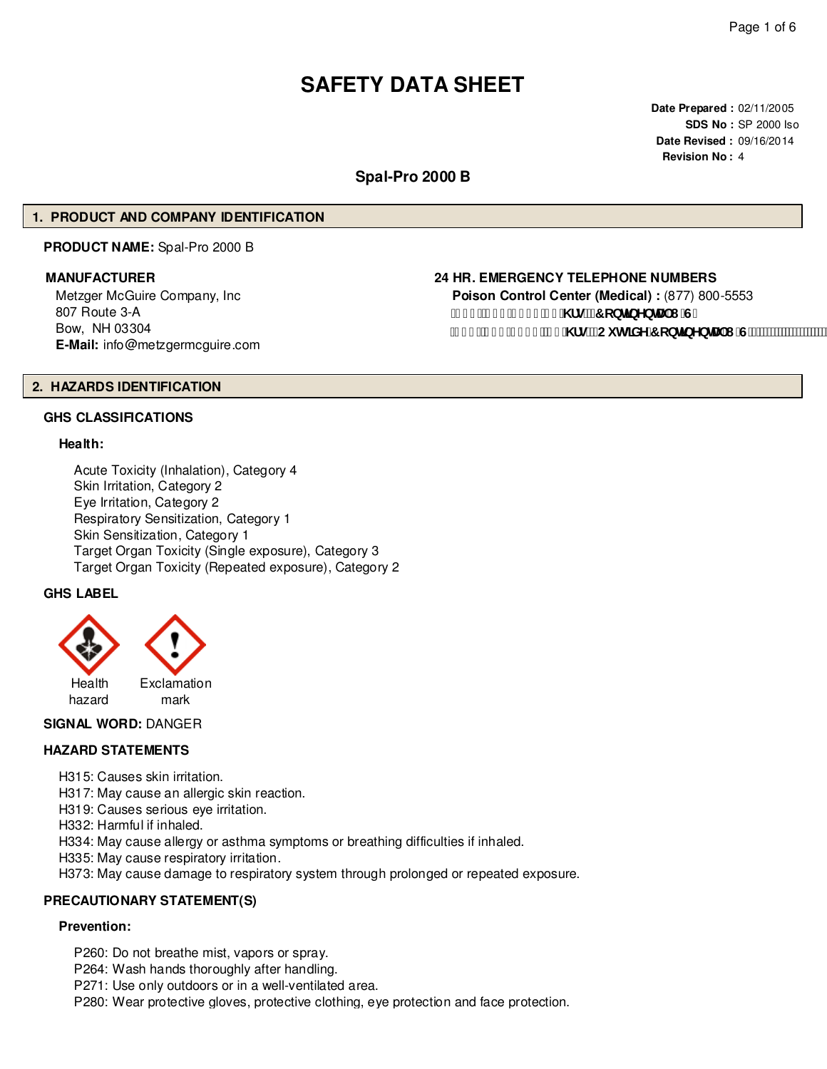# SAFETY DATA SHEET

**Date Prepared :** 02/11/2005
**SDS No :** SP 2000 Iso
**Date Revised :** 09/16/2014
**Revision No :** 4

## Spal-Pro 2000 B

## 1. PRODUCT AND COMPANY IDENTIFICATION

**PRODUCT NAME:** Spal-Pro 2000 B

**MANUFACTURER**

Metzger McGuire Company, Inc
807 Route 3-A
Bow, NH 03304
**E-Mail:** info@metzgermcguire.com

**24 HR. EMERGENCY TELEPHONE NUMBERS**

**Poison Control Center (Medical) :** (877) 800-5553
**KUV &RQWLQHQWDO86**
**KUV 2XWVLGH&RQWLQHQWDO86**

## 2. HAZARDS IDENTIFICATION

### GHS CLASSIFICATIONS

**Health:**

- Acute Toxicity (Inhalation), Category 4
- Skin Irritation, Category 2
- Eye Irritation, Category 2
- Respiratory Sensitization, Category 1
- Skin Sensitization, Category 1
- Target Organ Toxicity (Single exposure), Category 3
- Target Organ Toxicity (Repeated exposure), Category 2

### GHS LABEL

Health hazard    Exclamation mark

**SIGNAL WORD:** DANGER

### HAZARD STATEMENTS

- H315: Causes skin irritation.
- H317: May cause an allergic skin reaction.
- H319: Causes serious eye irritation.
- H332: Harmful if inhaled.
- H334: May cause allergy or asthma symptoms or breathing difficulties if inhaled.
- H335: May cause respiratory irritation.
- H373: May cause damage to respiratory system through prolonged or repeated exposure.

### PRECAUTIONARY STATEMENT(S)

**Prevention:**

- P260: Do not breathe mist, vapors or spray.
- P264: Wash hands thoroughly after handling.
- P271: Use only outdoors or in a well-ventilated area.
- P280: Wear protective gloves, protective clothing, eye protection and face protection.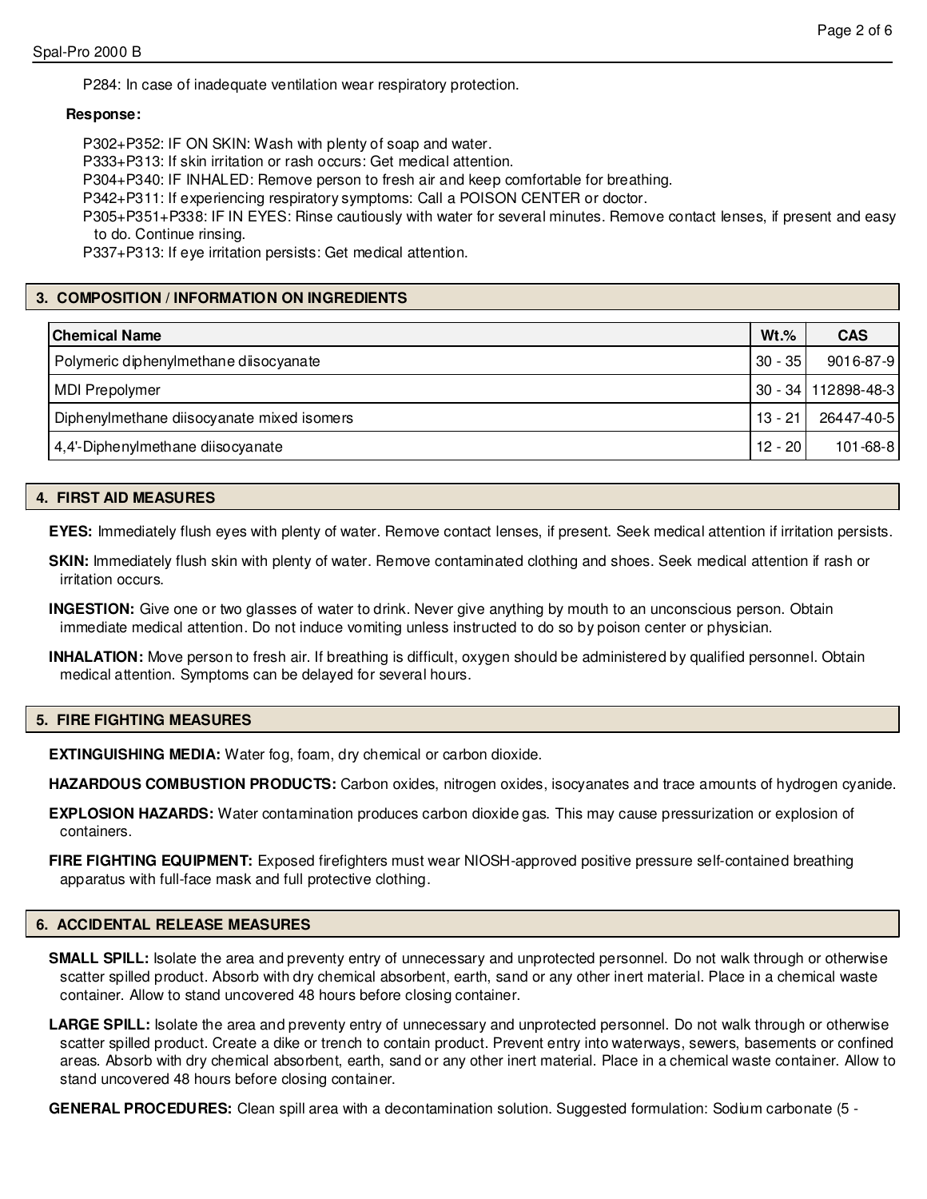P284: In case of inadequate ventilation wear respiratory protection.

**Response:**

P302+P352: IF ON SKIN: Wash with plenty of soap and water.
P333+P313: If skin irritation or rash occurs: Get medical attention.
P304+P340: IF INHALED: Remove person to fresh air and keep comfortable for breathing.
P342+P311: If experiencing respiratory symptoms: Call a POISON CENTER or doctor.
P305+P351+P338: IF IN EYES: Rinse cautiously with water for several minutes. Remove contact lenses, if present and easy to do. Continue rinsing.
P337+P313: If eye irritation persists: Get medical attention.

## 3. COMPOSITION / INFORMATION ON INGREDIENTS

| Chemical Name | Wt.% | CAS |
|---|---|---|
| Polymeric diphenylmethane diisocyanate | 30 - 35 | 9016-87-9 |
| MDI Prepolymer | 30 - 34 | 112898-48-3 |
| Diphenylmethane diisocyanate mixed isomers | 13 - 21 | 26447-40-5 |
| 4,4'-Diphenylmethane diisocyanate | 12 - 20 | 101-68-8 |

## 4. FIRST AID MEASURES

**EYES:** Immediately flush eyes with plenty of water. Remove contact lenses, if present. Seek medical attention if irritation persists.

**SKIN:** Immediately flush skin with plenty of water. Remove contaminated clothing and shoes. Seek medical attention if rash or irritation occurs.

**INGESTION:** Give one or two glasses of water to drink. Never give anything by mouth to an unconscious person. Obtain immediate medical attention. Do not induce vomiting unless instructed to do so by poison center or physician.

**INHALATION:** Move person to fresh air. If breathing is difficult, oxygen should be administered by qualified personnel. Obtain medical attention. Symptoms can be delayed for several hours.

## 5. FIRE FIGHTING MEASURES

**EXTINGUISHING MEDIA:** Water fog, foam, dry chemical or carbon dioxide.

**HAZARDOUS COMBUSTION PRODUCTS:** Carbon oxides, nitrogen oxides, isocyanates and trace amounts of hydrogen cyanide.

**EXPLOSION HAZARDS:** Water contamination produces carbon dioxide gas. This may cause pressurization or explosion of containers.

**FIRE FIGHTING EQUIPMENT:** Exposed firefighters must wear NIOSH-approved positive pressure self-contained breathing apparatus with full-face mask and full protective clothing.

## 6. ACCIDENTAL RELEASE MEASURES

**SMALL SPILL:** Isolate the area and preventy entry of unnecessary and unprotected personnel. Do not walk through or otherwise scatter spilled product. Absorb with dry chemical absorbent, earth, sand or any other inert material. Place in a chemical waste container. Allow to stand uncovered 48 hours before closing container.

**LARGE SPILL:** Isolate the area and preventy entry of unnecessary and unprotected personnel. Do not walk through or otherwise scatter spilled product. Create a dike or trench to contain product. Prevent entry into waterways, sewers, basements or confined areas. Absorb with dry chemical absorbent, earth, sand or any other inert material. Place in a chemical waste container. Allow to stand uncovered 48 hours before closing container.

**GENERAL PROCEDURES:** Clean spill area with a decontamination solution. Suggested formulation: Sodium carbonate (5 -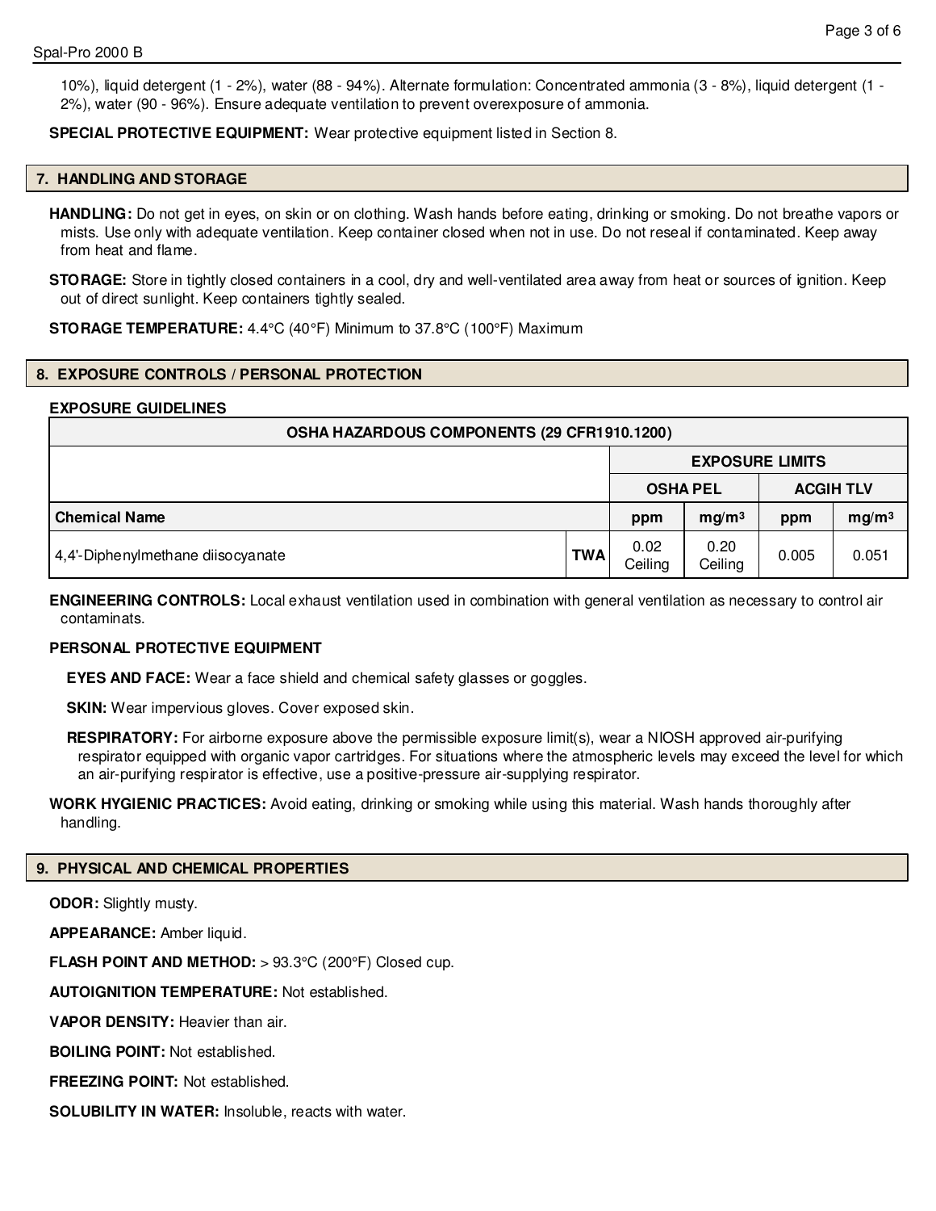10%), liquid detergent (1 - 2%), water (88 - 94%). Alternate formulation: Concentrated ammonia (3 - 8%), liquid detergent (1 - 2%), water (90 - 96%). Ensure adequate ventilation to prevent overexposure of ammonia.

**SPECIAL PROTECTIVE EQUIPMENT:** Wear protective equipment listed in Section 8.

## 7. HANDLING AND STORAGE

**HANDLING:** Do not get in eyes, on skin or on clothing. Wash hands before eating, drinking or smoking. Do not breathe vapors or mists. Use only with adequate ventilation. Keep container closed when not in use. Do not reseal if contaminated. Keep away from heat and flame.

**STORAGE:** Store in tightly closed containers in a cool, dry and well-ventilated area away from heat or sources of ignition. Keep out of direct sunlight. Keep containers tightly sealed.

**STORAGE TEMPERATURE:** 4.4°C (40°F) Minimum to 37.8°C (100°F) Maximum

## 8. EXPOSURE CONTROLS / PERSONAL PROTECTION

**EXPOSURE GUIDELINES**

| OSHA HAZARDOUS COMPONENTS (29 CFR1910.1200) | | | | | |
|---|---|---|---|---|---|
| | | EXPOSURE LIMITS | | | |
| | | OSHA PEL | | ACGIH TLV | |
| **Chemical Name** | | **ppm** | **mg/m³** | **ppm** | **mg/m³** |
| 4,4'-Diphenylmethane diisocyanate | **TWA** | 0.02 Ceiling | 0.20 Ceiling | 0.005 | 0.051 |

**ENGINEERING CONTROLS:** Local exhaust ventilation used in combination with general ventilation as necessary to control air contaminats.

**PERSONAL PROTECTIVE EQUIPMENT**

**EYES AND FACE:** Wear a face shield and chemical safety glasses or goggles.

**SKIN:** Wear impervious gloves. Cover exposed skin.

**RESPIRATORY:** For airborne exposure above the permissible exposure limit(s), wear a NIOSH approved air-purifying respirator equipped with organic vapor cartridges. For situations where the atmospheric levels may exceed the level for which an air-purifying respirator is effective, use a positive-pressure air-supplying respirator.

**WORK HYGIENIC PRACTICES:** Avoid eating, drinking or smoking while using this material. Wash hands thoroughly after handling.

## 9. PHYSICAL AND CHEMICAL PROPERTIES

**ODOR:** Slightly musty.

**APPEARANCE:** Amber liquid.

**FLASH POINT AND METHOD:** > 93.3°C (200°F) Closed cup.

**AUTOIGNITION TEMPERATURE:** Not established.

**VAPOR DENSITY:** Heavier than air.

**BOILING POINT:** Not established.

**FREEZING POINT:** Not established.

**SOLUBILITY IN WATER:** Insoluble, reacts with water.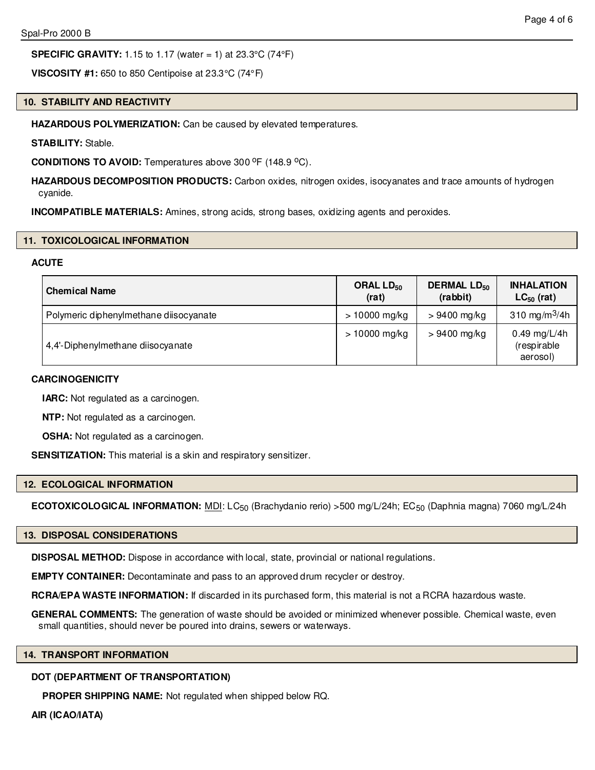**SPECIFIC GRAVITY:** 1.15 to 1.17 (water = 1) at 23.3°C (74°F)

**VISCOSITY #1:** 650 to 850 Centipoise at 23.3°C (74°F)

## 10. STABILITY AND REACTIVITY

**HAZARDOUS POLYMERIZATION:** Can be caused by elevated temperatures.

**STABILITY:** Stable.

**CONDITIONS TO AVOID:** Temperatures above 300 $^{o}$F (148.9 $^{o}$C).

**HAZARDOUS DECOMPOSITION PRODUCTS:** Carbon oxides, nitrogen oxides, isocyanates and trace amounts of hydrogen cyanide.

**INCOMPATIBLE MATERIALS:** Amines, strong acids, strong bases, oxidizing agents and peroxides.

## 11. TOXICOLOGICAL INFORMATION

**ACUTE**

| Chemical Name | ORAL $LD_{50}$ (rat) | DERMAL $LD_{50}$ (rabbit) | INHALATION $LC_{50}$ (rat) |
|---|---|---|---|
| Polymeric diphenylmethane diisocyanate | > 10000 mg/kg | > 9400 mg/kg | 310 $mg/m^3$/4h |
| 4,4'-Diphenylmethane diisocyanate | > 10000 mg/kg | > 9400 mg/kg | 0.49 mg/L/4h (respirable aerosol) |

**CARCINOGENICITY**

**IARC:** Not regulated as a carcinogen.

**NTP:** Not regulated as a carcinogen.

**OSHA:** Not regulated as a carcinogen.

**SENSITIZATION:** This material is a skin and respiratory sensitizer.

## 12. ECOLOGICAL INFORMATION

**ECOTOXICOLOGICAL INFORMATION:** MDI: $LC_{50}$ (Brachydanio rerio) >500 mg/L/24h; $EC_{50}$ (Daphnia magna) 7060 mg/L/24h

## 13. DISPOSAL CONSIDERATIONS

**DISPOSAL METHOD:** Dispose in accordance with local, state, provincial or national regulations.

**EMPTY CONTAINER:** Decontaminate and pass to an approved drum recycler or destroy.

**RCRA/EPA WASTE INFORMATION:** If discarded in its purchased form, this material is not a RCRA hazardous waste.

**GENERAL COMMENTS:** The generation of waste should be avoided or minimized whenever possible. Chemical waste, even small quantities, should never be poured into drains, sewers or waterways.

## 14. TRANSPORT INFORMATION

**DOT (DEPARTMENT OF TRANSPORTATION)**

**PROPER SHIPPING NAME:** Not regulated when shipped below RQ.

**AIR (ICAO/IATA)**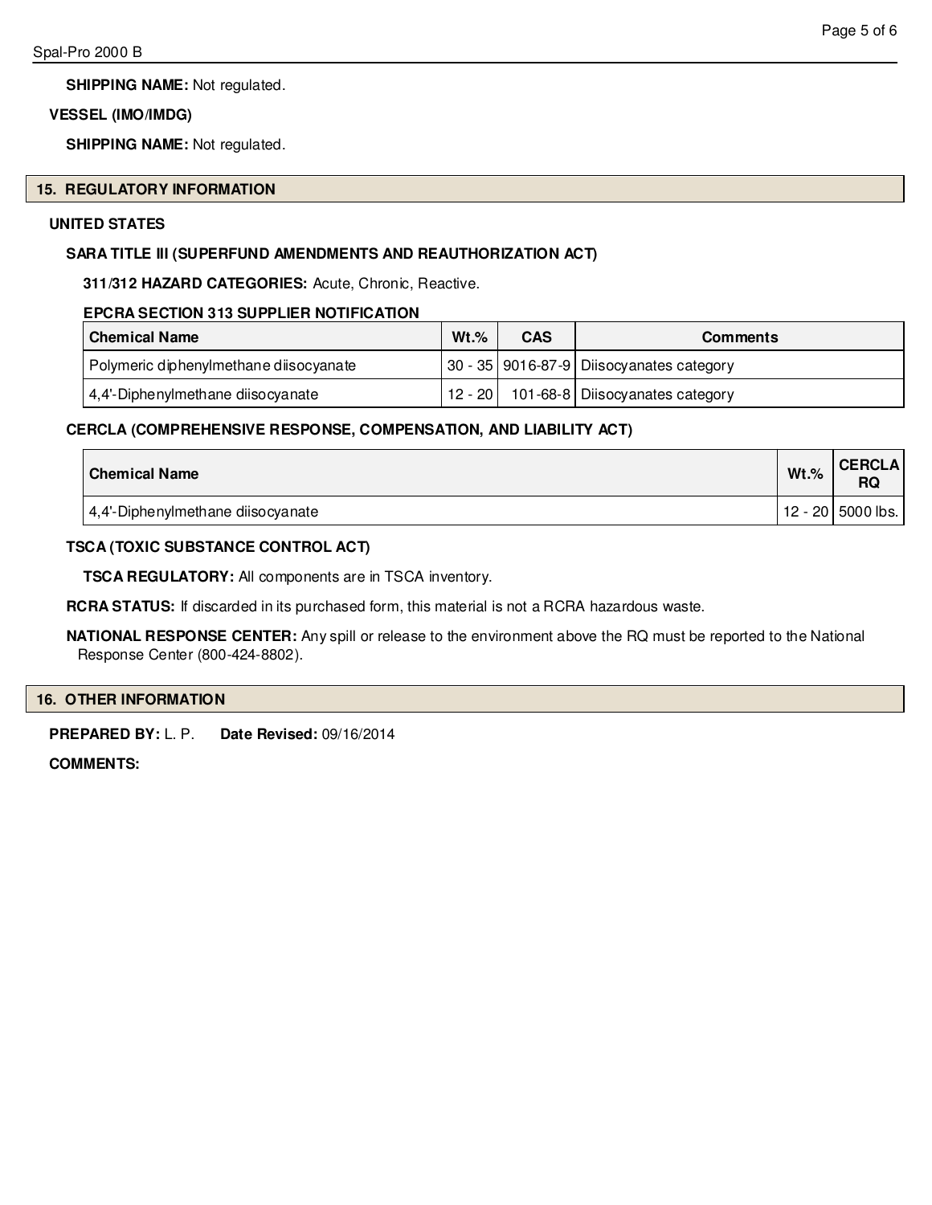**SHIPPING NAME:** Not regulated.

**VESSEL (IMO/IMDG)**

**SHIPPING NAME:** Not regulated.

## 15. REGULATORY INFORMATION

**UNITED STATES**

**SARA TITLE III (SUPERFUND AMENDMENTS AND REAUTHORIZATION ACT)**

**311/312 HAZARD CATEGORIES:** Acute, Chronic, Reactive.

**EPCRA SECTION 313 SUPPLIER NOTIFICATION**

| Chemical Name | Wt.% | CAS | Comments |
|---|---|---|---|
| Polymeric diphenylmethane diisocyanate | 30 - 35 | 9016-87-9 | Diisocyanates category |
| 4,4'-Diphenylmethane diisocyanate | 12 - 20 | 101-68-8 | Diisocyanates category |

**CERCLA (COMPREHENSIVE RESPONSE, COMPENSATION, AND LIABILITY ACT)**

| Chemical Name | Wt.% | CERCLA RQ |
|---|---|---|
| 4,4'-Diphenylmethane diisocyanate | 12 - 20 | 5000 lbs. |

**TSCA (TOXIC SUBSTANCE CONTROL ACT)**

**TSCA REGULATORY:** All components are in TSCA inventory.

**RCRA STATUS:** If discarded in its purchased form, this material is not a RCRA hazardous waste.

**NATIONAL RESPONSE CENTER:** Any spill or release to the environment above the RQ must be reported to the National Response Center (800-424-8802).

## 16. OTHER INFORMATION

**PREPARED BY:** L. P. **Date Revised:** 09/16/2014

**COMMENTS:**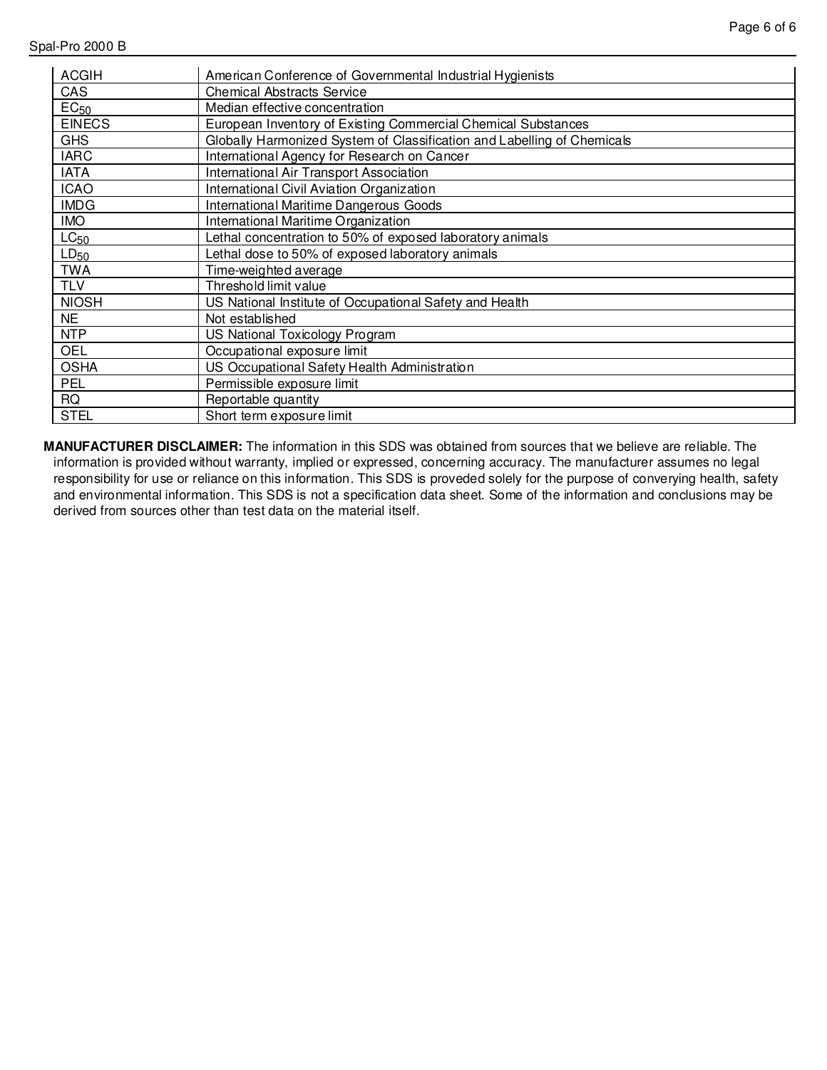| | |
|---|---|
| ACGIH | American Conference of Governmental Industrial Hygienists |
| CAS | Chemical Abstracts Service |
| $EC_{50}$ | Median effective concentration |
| EINECS | European Inventory of Existing Commercial Chemical Substances |
| GHS | Globally Harmonized System of Classification and Labelling of Chemicals |
| IARC | International Agency for Research on Cancer |
| IATA | International Air Transport Association |
| ICAO | International Civil Aviation Organization |
| IMDG | International Maritime Dangerous Goods |
| IMO | International Maritime Organization |
| $LC_{50}$ | Lethal concentration to 50% of exposed laboratory animals |
| $LD_{50}$ | Lethal dose to 50% of exposed laboratory animals |
| TWA | Time-weighted average |
| TLV | Threshold limit value |
| NIOSH | US National Institute of Occupational Safety and Health |
| NE | Not established |
| NTP | US National Toxicology Program |
| OEL | Occupational exposure limit |
| OSHA | US Occupational Safety Health Administration |
| PEL | Permissible exposure limit |
| RQ | Reportable quantity |
| STEL | Short term exposure limit |

**MANUFACTURER DISCLAIMER:** The information in this SDS was obtained from sources that we believe are reliable. The information is provided without warranty, implied or expressed, concerning accuracy. The manufacturer assumes no legal responsibility for use or reliance on this information. This SDS is proveded solely for the purpose of converying health, safety and environmental information. This SDS is not a specification data sheet. Some of the information and conclusions may be derived from sources other than test data on the material itself.